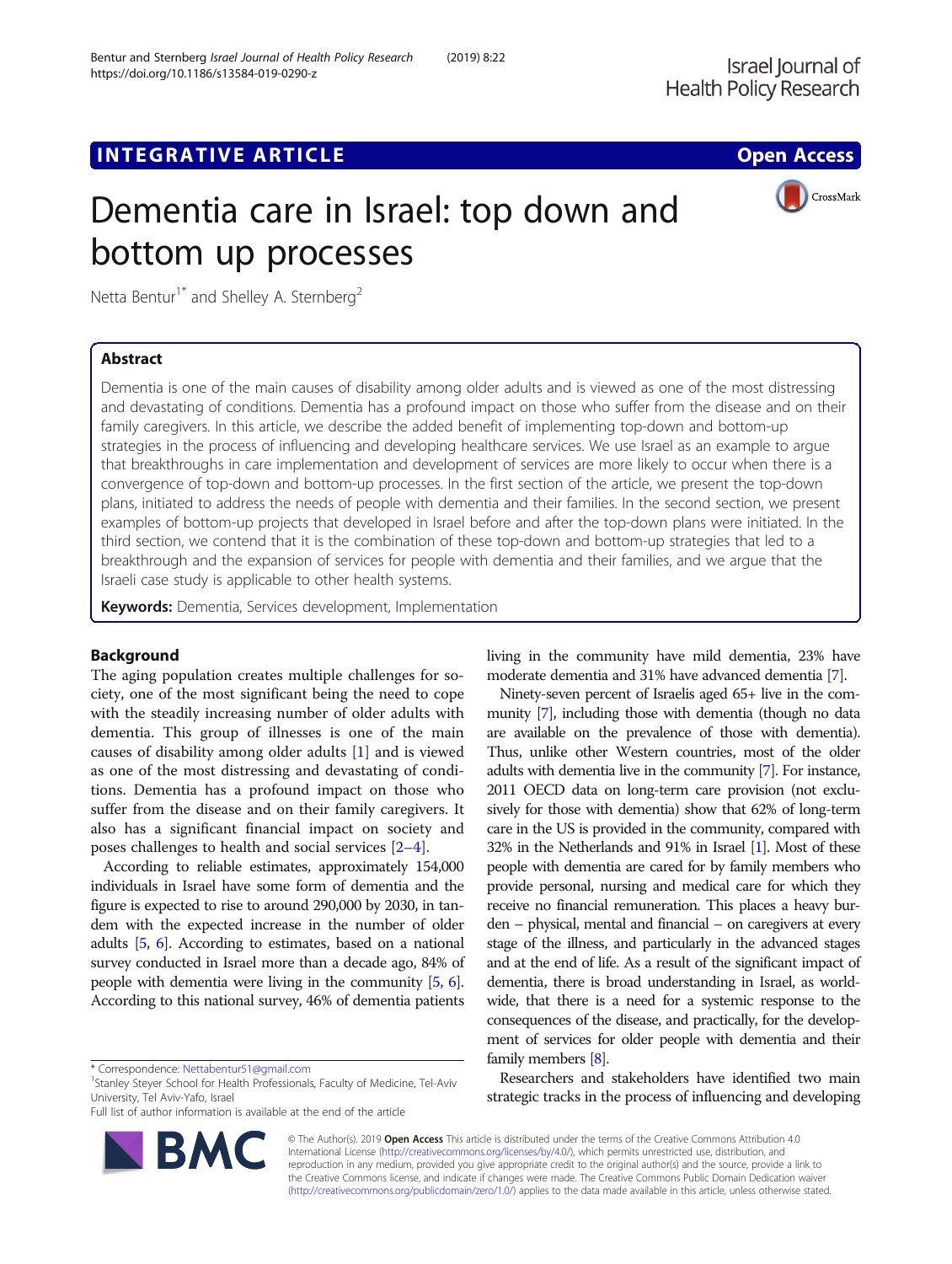INTEGRATIVE ARTICLE

Open Access

# Dementia care in Israel: top down and bottom up processes

Netta Bentur[1*] and Shelley A. Sternberg[2]

## Abstract

Dementia is one of the main causes of disability among older adults and is viewed as one of the most distressing and devastating of conditions. Dementia has a profound impact on those who suffer from the disease and on their family caregivers. In this article, we describe the added benefit of implementing top-down and bottom-up strategies in the process of influencing and developing healthcare services. We use Israel as an example to argue that breakthroughs in care implementation and development of services are more likely to occur when there is a convergence of top-down and bottom-up processes. In the first section of the article, we present the top-down plans, initiated to address the needs of people with dementia and their families. In the second section, we present examples of bottom-up projects that developed in Israel before and after the top-down plans were initiated. In the third section, we contend that it is the combination of these top-down and bottom-up strategies that led to a breakthrough and the expansion of services for people with dementia and their families, and we argue that the Israeli case study is applicable to other health systems.

**Keywords:** Dementia, Services development, Implementation

## Background

The aging population creates multiple challenges for society, one of the most significant being the need to cope with the steadily increasing number of older adults with dementia. This group of illnesses is one of the main causes of disability among older adults [1] and is viewed as one of the most distressing and devastating of conditions. Dementia has a profound impact on those who suffer from the disease and on their family caregivers. It also has a significant financial impact on society and poses challenges to health and social services [2–4].

According to reliable estimates, approximately 154,000 individuals in Israel have some form of dementia and the figure is expected to rise to around 290,000 by 2030, in tandem with the expected increase in the number of older adults [5, 6]. According to estimates, based on a national survey conducted in Israel more than a decade ago, 84% of people with dementia were living in the community [5, 6]. According to this national survey, 46% of dementia patients living in the community have mild dementia, 23% have moderate dementia and 31% have advanced dementia [7].

Ninety-seven percent of Israelis aged 65+ live in the community [7], including those with dementia (though no data are available on the prevalence of those with dementia). Thus, unlike other Western countries, most of the older adults with dementia live in the community [7]. For instance, 2011 OECD data on long-term care provision (not exclusively for those with dementia) show that 62% of long-term care in the US is provided in the community, compared with 32% in the Netherlands and 91% in Israel [1]. Most of these people with dementia are cared for by family members who provide personal, nursing and medical care for which they receive no financial remuneration. This places a heavy burden – physical, mental and financial – on caregivers at every stage of the illness, and particularly in the advanced stages and at the end of life. As a result of the significant impact of dementia, there is broad understanding in Israel, as worldwide, that there is a need for a systemic response to the consequences of the disease, and practically, for the development of services for older people with dementia and their family members [8].

Researchers and stakeholders have identified two main strategic tracks in the process of influencing and developing

* Correspondence: Nettabentur51@gmail.com
[1]Stanley Steyer School for Health Professionals, Faculty of Medicine, Tel-Aviv University, Tel Aviv-Yafo, Israel
Full list of author information is available at the end of the article

© The Author(s). 2019 **Open Access** This article is distributed under the terms of the Creative Commons Attribution 4.0 International License (http://creativecommons.org/licenses/by/4.0/), which permits unrestricted use, distribution, and reproduction in any medium, provided you give appropriate credit to the original author(s) and the source, provide a link to the Creative Commons license, and indicate if changes were made. The Creative Commons Public Domain Dedication waiver (http://creativecommons.org/publicdomain/zero/1.0/) applies to the data made available in this article, unless otherwise stated.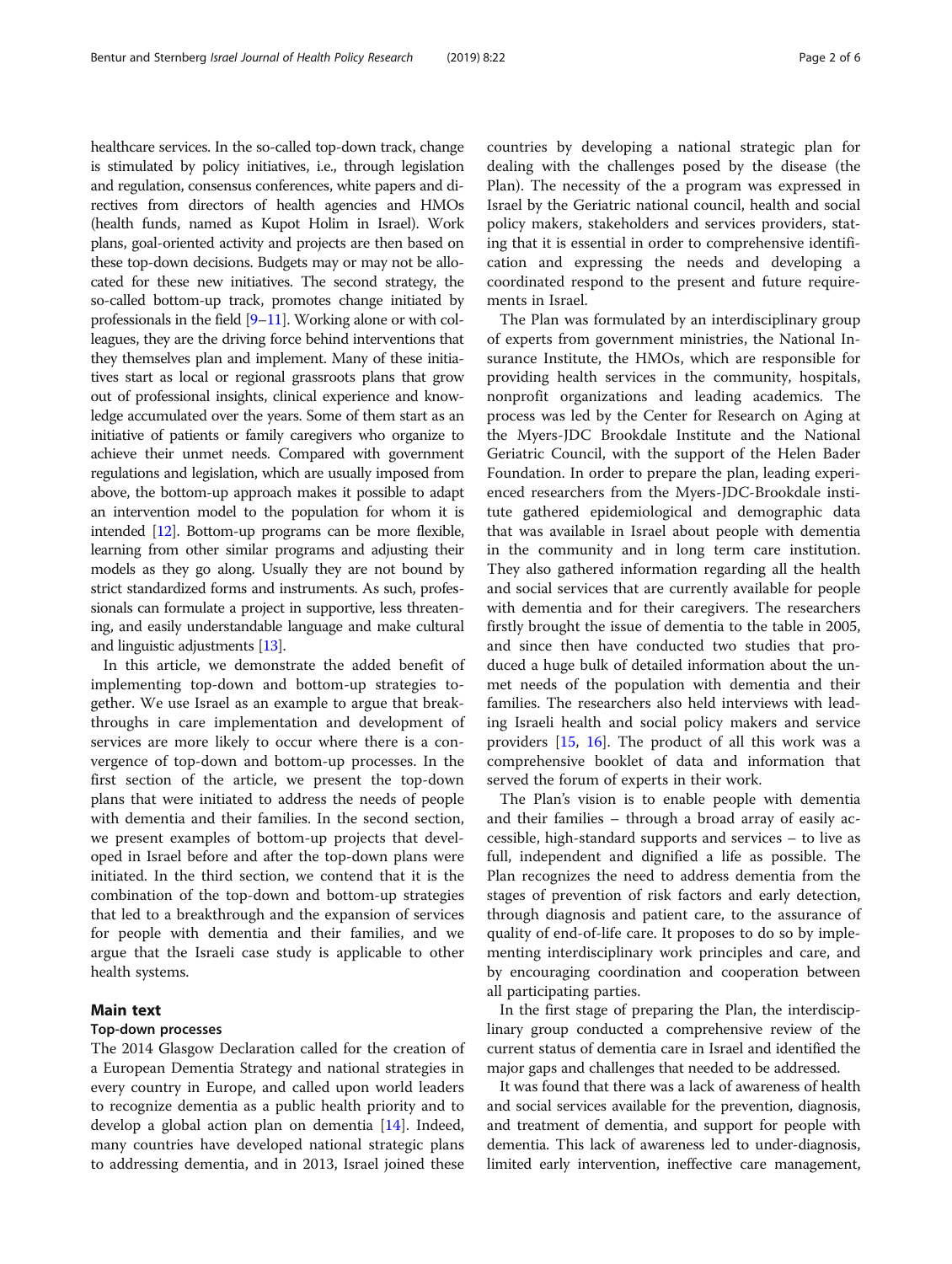healthcare services. In the so-called top-down track, change is stimulated by policy initiatives, i.e., through legislation and regulation, consensus conferences, white papers and directives from directors of health agencies and HMOs (health funds, named as Kupot Holim in Israel). Work plans, goal-oriented activity and projects are then based on these top-down decisions. Budgets may or may not be allocated for these new initiatives. The second strategy, the so-called bottom-up track, promotes change initiated by professionals in the field [9–11]. Working alone or with colleagues, they are the driving force behind interventions that they themselves plan and implement. Many of these initiatives start as local or regional grassroots plans that grow out of professional insights, clinical experience and knowledge accumulated over the years. Some of them start as an initiative of patients or family caregivers who organize to achieve their unmet needs. Compared with government regulations and legislation, which are usually imposed from above, the bottom-up approach makes it possible to adapt an intervention model to the population for whom it is intended [12]. Bottom-up programs can be more flexible, learning from other similar programs and adjusting their models as they go along. Usually they are not bound by strict standardized forms and instruments. As such, professionals can formulate a project in supportive, less threatening, and easily understandable language and make cultural and linguistic adjustments [13].

In this article, we demonstrate the added benefit of implementing top-down and bottom-up strategies together. We use Israel as an example to argue that breakthroughs in care implementation and development of services are more likely to occur where there is a convergence of top-down and bottom-up processes. In the first section of the article, we present the top-down plans that were initiated to address the needs of people with dementia and their families. In the second section, we present examples of bottom-up projects that developed in Israel before and after the top-down plans were initiated. In the third section, we contend that it is the combination of the top-down and bottom-up strategies that led to a breakthrough and the expansion of services for people with dementia and their families, and we argue that the Israeli case study is applicable to other health systems.

## Main text

### Top-down processes

The 2014 Glasgow Declaration called for the creation of a European Dementia Strategy and national strategies in every country in Europe, and called upon world leaders to recognize dementia as a public health priority and to develop a global action plan on dementia [14]. Indeed, many countries have developed national strategic plans to addressing dementia, and in 2013, Israel joined these countries by developing a national strategic plan for dealing with the challenges posed by the disease (the Plan). The necessity of the a program was expressed in Israel by the Geriatric national council, health and social policy makers, stakeholders and services providers, stating that it is essential in order to comprehensive identification and expressing the needs and developing a coordinated respond to the present and future requirements in Israel.

The Plan was formulated by an interdisciplinary group of experts from government ministries, the National Insurance Institute, the HMOs, which are responsible for providing health services in the community, hospitals, nonprofit organizations and leading academics. The process was led by the Center for Research on Aging at the Myers-JDC Brookdale Institute and the National Geriatric Council, with the support of the Helen Bader Foundation. In order to prepare the plan, leading experienced researchers from the Myers-JDC-Brookdale institute gathered epidemiological and demographic data that was available in Israel about people with dementia in the community and in long term care institution. They also gathered information regarding all the health and social services that are currently available for people with dementia and for their caregivers. The researchers firstly brought the issue of dementia to the table in 2005, and since then have conducted two studies that produced a huge bulk of detailed information about the unmet needs of the population with dementia and their families. The researchers also held interviews with leading Israeli health and social policy makers and service providers [15, 16]. The product of all this work was a comprehensive booklet of data and information that served the forum of experts in their work.

The Plan's vision is to enable people with dementia and their families – through a broad array of easily accessible, high-standard supports and services – to live as full, independent and dignified a life as possible. The Plan recognizes the need to address dementia from the stages of prevention of risk factors and early detection, through diagnosis and patient care, to the assurance of quality of end-of-life care. It proposes to do so by implementing interdisciplinary work principles and care, and by encouraging coordination and cooperation between all participating parties.

In the first stage of preparing the Plan, the interdisciplinary group conducted a comprehensive review of the current status of dementia care in Israel and identified the major gaps and challenges that needed to be addressed.

It was found that there was a lack of awareness of health and social services available for the prevention, diagnosis, and treatment of dementia, and support for people with dementia. This lack of awareness led to under-diagnosis, limited early intervention, ineffective care management,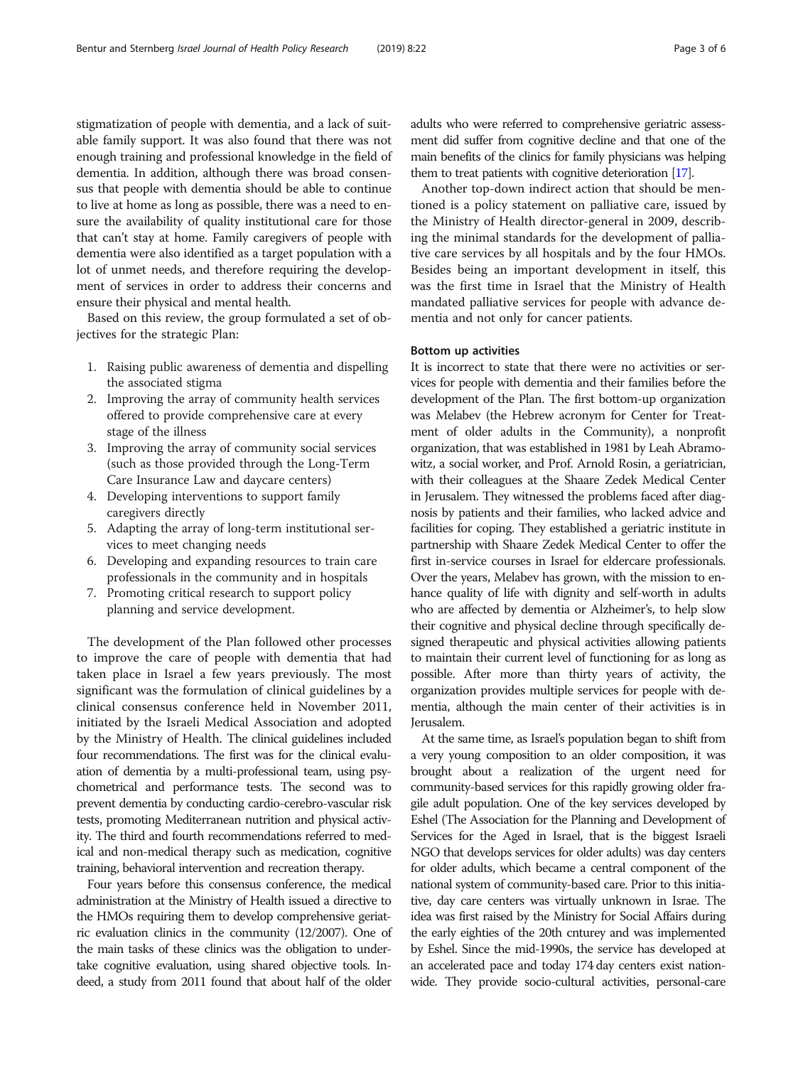stigmatization of people with dementia, and a lack of suitable family support. It was also found that there was not enough training and professional knowledge in the field of dementia. In addition, although there was broad consensus that people with dementia should be able to continue to live at home as long as possible, there was a need to ensure the availability of quality institutional care for those that can't stay at home. Family caregivers of people with dementia were also identified as a target population with a lot of unmet needs, and therefore requiring the development of services in order to address their concerns and ensure their physical and mental health.

Based on this review, the group formulated a set of objectives for the strategic Plan:

1. Raising public awareness of dementia and dispelling the associated stigma
2. Improving the array of community health services offered to provide comprehensive care at every stage of the illness
3. Improving the array of community social services (such as those provided through the Long-Term Care Insurance Law and daycare centers)
4. Developing interventions to support family caregivers directly
5. Adapting the array of long-term institutional services to meet changing needs
6. Developing and expanding resources to train care professionals in the community and in hospitals
7. Promoting critical research to support policy planning and service development.

The development of the Plan followed other processes to improve the care of people with dementia that had taken place in Israel a few years previously. The most significant was the formulation of clinical guidelines by a clinical consensus conference held in November 2011, initiated by the Israeli Medical Association and adopted by the Ministry of Health. The clinical guidelines included four recommendations. The first was for the clinical evaluation of dementia by a multi-professional team, using psychometrical and performance tests. The second was to prevent dementia by conducting cardio-cerebro-vascular risk tests, promoting Mediterranean nutrition and physical activity. The third and fourth recommendations referred to medical and non-medical therapy such as medication, cognitive training, behavioral intervention and recreation therapy.

Four years before this consensus conference, the medical administration at the Ministry of Health issued a directive to the HMOs requiring them to develop comprehensive geriatric evaluation clinics in the community (12/2007). One of the main tasks of these clinics was the obligation to undertake cognitive evaluation, using shared objective tools. Indeed, a study from 2011 found that about half of the older adults who were referred to comprehensive geriatric assessment did suffer from cognitive decline and that one of the main benefits of the clinics for family physicians was helping them to treat patients with cognitive deterioration [17].

Another top-down indirect action that should be mentioned is a policy statement on palliative care, issued by the Ministry of Health director-general in 2009, describing the minimal standards for the development of palliative care services by all hospitals and by the four HMOs. Besides being an important development in itself, this was the first time in Israel that the Ministry of Health mandated palliative services for people with advance dementia and not only for cancer patients.

#### Bottom up activities

It is incorrect to state that there were no activities or services for people with dementia and their families before the development of the Plan. The first bottom-up organization was Melabev (the Hebrew acronym for Center for Treatment of older adults in the Community), a nonprofit organization, that was established in 1981 by Leah Abramowitz, a social worker, and Prof. Arnold Rosin, a geriatrician, with their colleagues at the Shaare Zedek Medical Center in Jerusalem. They witnessed the problems faced after diagnosis by patients and their families, who lacked advice and facilities for coping. They established a geriatric institute in partnership with Shaare Zedek Medical Center to offer the first in-service courses in Israel for eldercare professionals. Over the years, Melabev has grown, with the mission to enhance quality of life with dignity and self-worth in adults who are affected by dementia or Alzheimer's, to help slow their cognitive and physical decline through specifically designed therapeutic and physical activities allowing patients to maintain their current level of functioning for as long as possible. After more than thirty years of activity, the organization provides multiple services for people with dementia, although the main center of their activities is in Jerusalem.

At the same time, as Israel's population began to shift from a very young composition to an older composition, it was brought about a realization of the urgent need for community-based services for this rapidly growing older fragile adult population. One of the key services developed by Eshel (The Association for the Planning and Development of Services for the Aged in Israel, that is the biggest Israeli NGO that develops services for older adults) was day centers for older adults, which became a central component of the national system of community-based care. Prior to this initiative, day care centers was virtually unknown in Israe. The idea was first raised by the Ministry for Social Affairs during the early eighties of the 20th cnturey and was implemented by Eshel. Since the mid-1990s, the service has developed at an accelerated pace and today 174 day centers exist nationwide. They provide socio-cultural activities, personal-care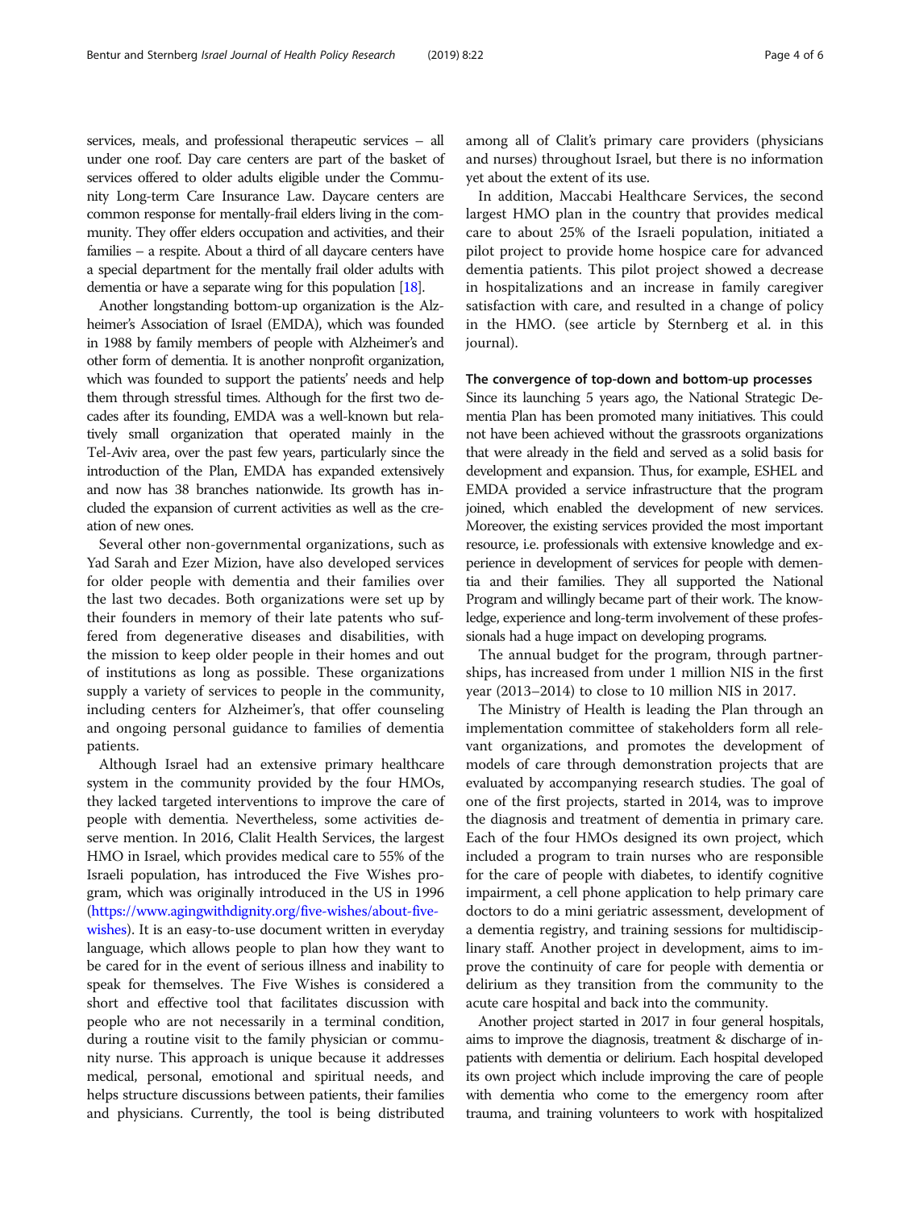services, meals, and professional therapeutic services – all under one roof. Day care centers are part of the basket of services offered to older adults eligible under the Community Long-term Care Insurance Law. Daycare centers are common response for mentally-frail elders living in the community. They offer elders occupation and activities, and their families – a respite. About a third of all daycare centers have a special department for the mentally frail older adults with dementia or have a separate wing for this population [18].

Another longstanding bottom-up organization is the Alzheimer's Association of Israel (EMDA), which was founded in 1988 by family members of people with Alzheimer's and other form of dementia. It is another nonprofit organization, which was founded to support the patients' needs and help them through stressful times. Although for the first two decades after its founding, EMDA was a well-known but relatively small organization that operated mainly in the Tel-Aviv area, over the past few years, particularly since the introduction of the Plan, EMDA has expanded extensively and now has 38 branches nationwide. Its growth has included the expansion of current activities as well as the creation of new ones.

Several other non-governmental organizations, such as Yad Sarah and Ezer Mizion, have also developed services for older people with dementia and their families over the last two decades. Both organizations were set up by their founders in memory of their late patents who suffered from degenerative diseases and disabilities, with the mission to keep older people in their homes and out of institutions as long as possible. These organizations supply a variety of services to people in the community, including centers for Alzheimer's, that offer counseling and ongoing personal guidance to families of dementia patients.

Although Israel had an extensive primary healthcare system in the community provided by the four HMOs, they lacked targeted interventions to improve the care of people with dementia. Nevertheless, some activities deserve mention. In 2016, Clalit Health Services, the largest HMO in Israel, which provides medical care to 55% of the Israeli population, has introduced the Five Wishes program, which was originally introduced in the US in 1996 (https://www.agingwithdignity.org/five-wishes/about-five-wishes). It is an easy-to-use document written in everyday language, which allows people to plan how they want to be cared for in the event of serious illness and inability to speak for themselves. The Five Wishes is considered a short and effective tool that facilitates discussion with people who are not necessarily in a terminal condition, during a routine visit to the family physician or community nurse. This approach is unique because it addresses medical, personal, emotional and spiritual needs, and helps structure discussions between patients, their families and physicians. Currently, the tool is being distributed among all of Clalit's primary care providers (physicians and nurses) throughout Israel, but there is no information yet about the extent of its use.

In addition, Maccabi Healthcare Services, the second largest HMO plan in the country that provides medical care to about 25% of the Israeli population, initiated a pilot project to provide home hospice care for advanced dementia patients. This pilot project showed a decrease in hospitalizations and an increase in family caregiver satisfaction with care, and resulted in a change of policy in the HMO. (see article by Sternberg et al. in this journal).

### The convergence of top-down and bottom-up processes

Since its launching 5 years ago, the National Strategic Dementia Plan has been promoted many initiatives. This could not have been achieved without the grassroots organizations that were already in the field and served as a solid basis for development and expansion. Thus, for example, ESHEL and EMDA provided a service infrastructure that the program joined, which enabled the development of new services. Moreover, the existing services provided the most important resource, i.e. professionals with extensive knowledge and experience in development of services for people with dementia and their families. They all supported the National Program and willingly became part of their work. The knowledge, experience and long-term involvement of these professionals had a huge impact on developing programs.

The annual budget for the program, through partnerships, has increased from under 1 million NIS in the first year (2013–2014) to close to 10 million NIS in 2017.

The Ministry of Health is leading the Plan through an implementation committee of stakeholders form all relevant organizations, and promotes the development of models of care through demonstration projects that are evaluated by accompanying research studies. The goal of one of the first projects, started in 2014, was to improve the diagnosis and treatment of dementia in primary care. Each of the four HMOs designed its own project, which included a program to train nurses who are responsible for the care of people with diabetes, to identify cognitive impairment, a cell phone application to help primary care doctors to do a mini geriatric assessment, development of a dementia registry, and training sessions for multidisciplinary staff. Another project in development, aims to improve the continuity of care for people with dementia or delirium as they transition from the community to the acute care hospital and back into the community.

Another project started in 2017 in four general hospitals, aims to improve the diagnosis, treatment & discharge of inpatients with dementia or delirium. Each hospital developed its own project which include improving the care of people with dementia who come to the emergency room after trauma, and training volunteers to work with hospitalized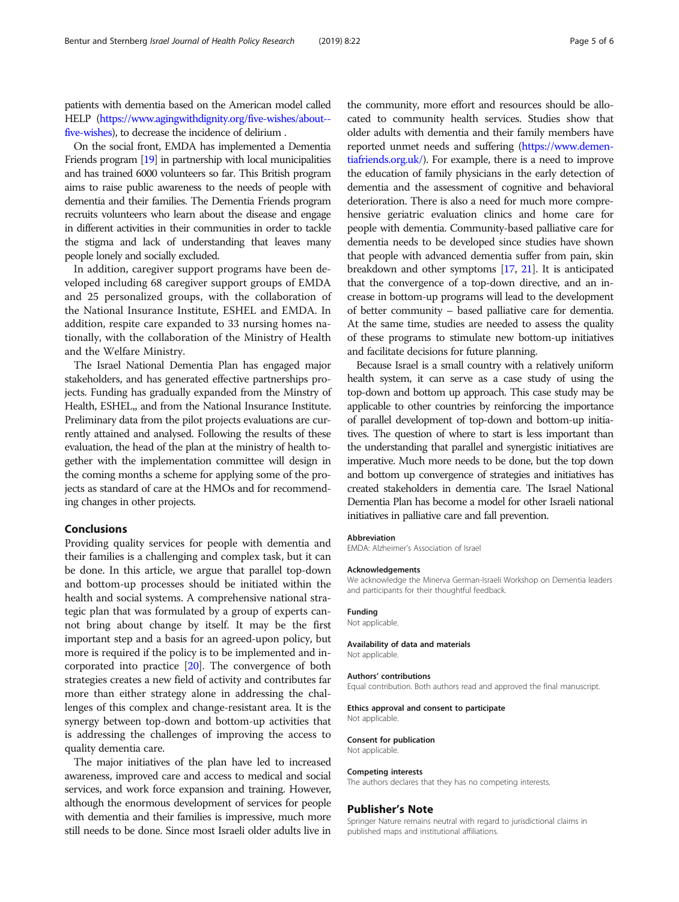patients with dementia based on the American model called HELP (https://www.agingwithdignity.org/five-wishes/about--five-wishes), to decrease the incidence of delirium .

On the social front, EMDA has implemented a Dementia Friends program [19] in partnership with local municipalities and has trained 6000 volunteers so far. This British program aims to raise public awareness to the needs of people with dementia and their families. The Dementia Friends program recruits volunteers who learn about the disease and engage in different activities in their communities in order to tackle the stigma and lack of understanding that leaves many people lonely and socially excluded.

In addition, caregiver support programs have been developed including 68 caregiver support groups of EMDA and 25 personalized groups, with the collaboration of the National Insurance Institute, ESHEL and EMDA. In addition, respite care expanded to 33 nursing homes nationally, with the collaboration of the Ministry of Health and the Welfare Ministry.

The Israel National Dementia Plan has engaged major stakeholders, and has generated effective partnerships projects. Funding has gradually expanded from the Minstry of Health, ESHEL,, and from the National Insurance Institute. Preliminary data from the pilot projects evaluations are currently attained and analysed. Following the results of these evaluation, the head of the plan at the ministry of health together with the implementation committee will design in the coming months a scheme for applying some of the projects as standard of care at the HMOs and for recommending changes in other projects.

## Conclusions

Providing quality services for people with dementia and their families is a challenging and complex task, but it can be done. In this article, we argue that parallel top-down and bottom-up processes should be initiated within the health and social systems. A comprehensive national strategic plan that was formulated by a group of experts cannot bring about change by itself. It may be the first important step and a basis for an agreed-upon policy, but more is required if the policy is to be implemented and incorporated into practice [20]. The convergence of both strategies creates a new field of activity and contributes far more than either strategy alone in addressing the challenges of this complex and change-resistant area. It is the synergy between top-down and bottom-up activities that is addressing the challenges of improving the access to quality dementia care.

The major initiatives of the plan have led to increased awareness, improved care and access to medical and social services, and work force expansion and training. However, although the enormous development of services for people with dementia and their families is impressive, much more still needs to be done. Since most Israeli older adults live in the community, more effort and resources should be allocated to community health services. Studies show that older adults with dementia and their family members have reported unmet needs and suffering (https://www.dementiafriends.org.uk/). For example, there is a need to improve the education of family physicians in the early detection of dementia and the assessment of cognitive and behavioral deterioration. There is also a need for much more comprehensive geriatric evaluation clinics and home care for people with dementia. Community-based palliative care for dementia needs to be developed since studies have shown that people with advanced dementia suffer from pain, skin breakdown and other symptoms [17, 21]. It is anticipated that the convergence of a top-down directive, and an increase in bottom-up programs will lead to the development of better community – based palliative care for dementia. At the same time, studies are needed to assess the quality of these programs to stimulate new bottom-up initiatives and facilitate decisions for future planning.

Because Israel is a small country with a relatively uniform health system, it can serve as a case study of using the top-down and bottom up approach. This case study may be applicable to other countries by reinforcing the importance of parallel development of top-down and bottom-up initiatives. The question of where to start is less important than the understanding that parallel and synergistic initiatives are imperative. Much more needs to be done, but the top down and bottom up convergence of strategies and initiatives has created stakeholders in dementia care. The Israel National Dementia Plan has become a model for other Israeli national initiatives in palliative care and fall prevention.

#### Abbreviation

EMDA: Alzheimer's Association of Israel

#### Acknowledgements

We acknowledge the Minerva German-Israeli Workshop on Dementia leaders and participants for their thoughtful feedback.

#### Funding

Not applicable.

#### Availability of data and materials

Not applicable.

#### Authors' contributions

Equal contribution. Both authors read and approved the final manuscript.

#### Ethics approval and consent to participate

Not applicable.

#### Consent for publication

Not applicable.

#### Competing interests

The authors declares that they has no competing interests.

### Publisher's Note

Springer Nature remains neutral with regard to jurisdictional claims in published maps and institutional affiliations.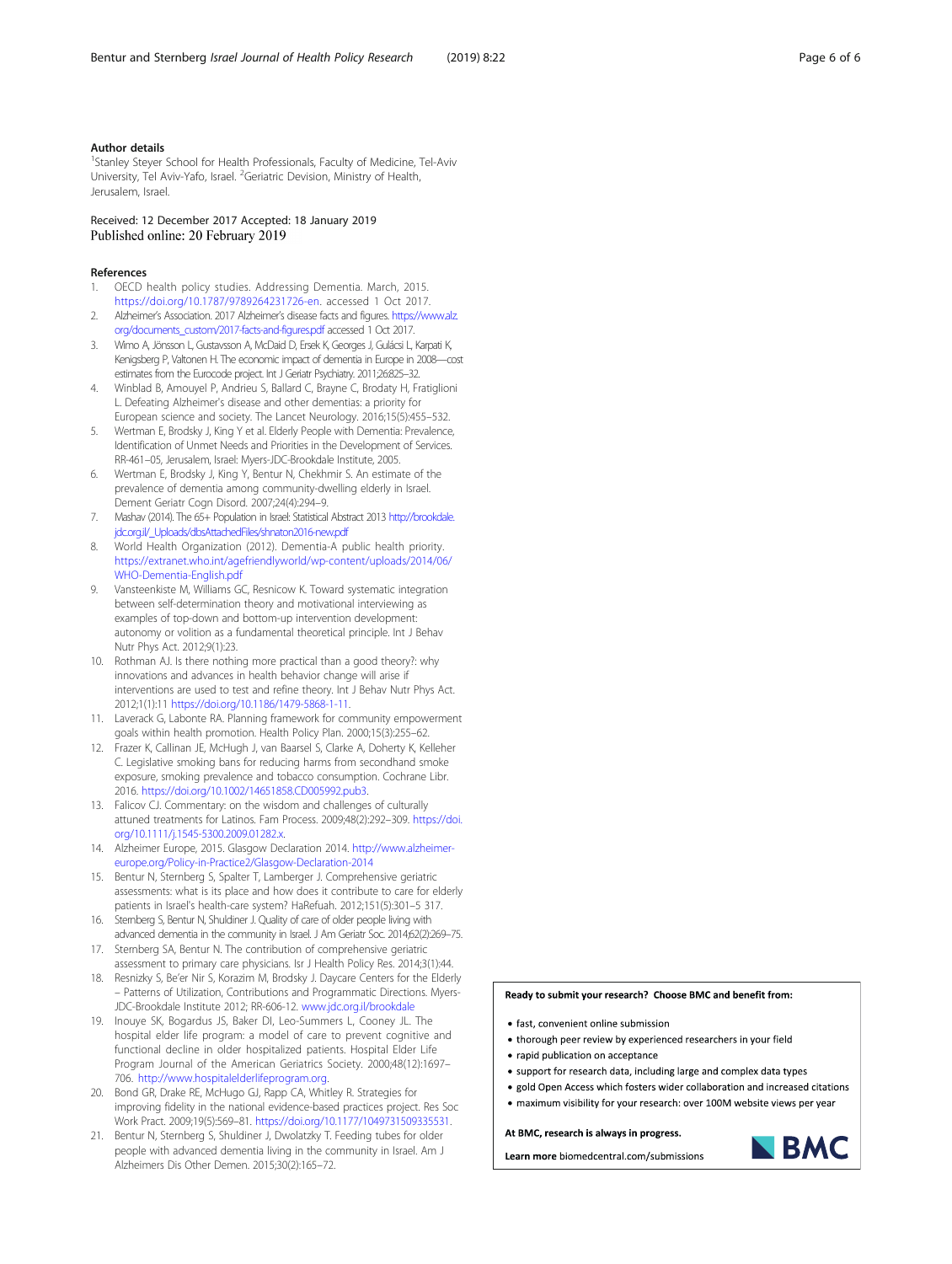## Author details

[1]Stanley Steyer School for Health Professionals, Faculty of Medicine, Tel-Aviv University, Tel Aviv-Yafo, Israel. [2]Geriatric Devision, Ministry of Health, Jerusalem, Israel.

Received: 12 December 2017 Accepted: 18 January 2019
Published online: 20 February 2019

## References

1. OECD health policy studies. Addressing Dementia. March, 2015. https://doi.org/10.1787/9789264231726-en. accessed 1 Oct 2017.
2. Alzheimer's Association. 2017 Alzheimer's disease facts and figures. https://www.alz.org/documents_custom/2017-facts-and-figures.pdf accessed 1 Oct 2017.
3. Wimo A, Jönsson L, Gustavsson A, McDaid D, Ersek K, Georges J, Gulácsi L, Karpati K, Kenigsberg P, Valtonen H. The economic impact of dementia in Europe in 2008—cost estimates from the Eurocode project. Int J Geriatr Psychiatry. 2011;26:825–32.
4. Winblad B, Amouyel P, Andrieu S, Ballard C, Brayne C, Brodaty H, Fratiglioni L. Defeating Alzheimer's disease and other dementias: a priority for European science and society. The Lancet Neurology. 2016;15(5):455–532.
5. Wertman E, Brodsky J, King Y et al. Elderly People with Dementia: Prevalence, Identification of Unmet Needs and Priorities in the Development of Services. RR-461–05, Jerusalem, Israel: Myers-JDC-Brookdale Institute, 2005.
6. Wertman E, Brodsky J, King Y, Bentur N, Chekhmir S. An estimate of the prevalence of dementia among community-dwelling elderly in Israel. Dement Geriatr Cogn Disord. 2007;24(4):294–9.
7. Mashav (2014). The 65+ Population in Israel: Statistical Abstract 2013 http://brookdale.jdc.org.il/_Uploads/dbsAttachedFiles/shnaton2016-new.pdf
8. World Health Organization (2012). Dementia-A public health priority. https://extranet.who.int/agefriendlyworld/wp-content/uploads/2014/06/WHO-Dementia-English.pdf
9. Vansteenkiste M, Williams GC, Resnicow K. Toward systematic integration between self-determination theory and motivational interviewing as examples of top-down and bottom-up intervention development: autonomy or volition as a fundamental theoretical principle. Int J Behav Nutr Phys Act. 2012;9(1):23.
10. Rothman AJ. Is there nothing more practical than a good theory?: why innovations and advances in health behavior change will arise if interventions are used to test and refine theory. Int J Behav Nutr Phys Act. 2012;1(1):11 https://doi.org/10.1186/1479-5868-1-11.
11. Laverack G, Labonte RA. Planning framework for community empowerment goals within health promotion. Health Policy Plan. 2000;15(3):255–62.
12. Frazer K, Callinan JE, McHugh J, van Baarsel S, Clarke A, Doherty K, Kelleher C. Legislative smoking bans for reducing harms from secondhand smoke exposure, smoking prevalence and tobacco consumption. Cochrane Libr. 2016. https://doi.org/10.1002/14651858.CD005992.pub3.
13. Falicov CJ. Commentary: on the wisdom and challenges of culturally attuned treatments for Latinos. Fam Process. 2009;48(2):292–309. https://doi.org/10.1111/j.1545-5300.2009.01282.x.
14. Alzheimer Europe, 2015. Glasgow Declaration 2014. http://www.alzheimer-europe.org/Policy-in-Practice2/Glasgow-Declaration-2014
15. Bentur N, Sternberg S, Spalter T, Lamberger J. Comprehensive geriatric assessments: what is its place and how does it contribute to care for elderly patients in Israel's health-care system? HaRefuah. 2012;151(5):301–5 317.
16. Sternberg S, Bentur N, Shuldiner J. Quality of care of older people living with advanced dementia in the community in Israel. J Am Geriatr Soc. 2014;62(2):269–75.
17. Sternberg SA, Bentur N. The contribution of comprehensive geriatric assessment to primary care physicians. Isr J Health Policy Res. 2014;3(1):44.
18. Resnizky S, Be'er Nir S, Korazim M, Brodsky J. Daycare Centers for the Elderly – Patterns of Utilization, Contributions and Programmatic Directions. Myers-JDC-Brookdale Institute 2012; RR-606-12. www.jdc.org.il/brookdale
19. Inouye SK, Bogardus JS, Baker DI, Leo-Summers L, Cooney JL. The hospital elder life program: a model of care to prevent cognitive and functional decline in older hospitalized patients. Hospital Elder Life Program Journal of the American Geriatrics Society. 2000;48(12):1697–706. http://www.hospitalelderlifeprogram.org.
20. Bond GR, Drake RE, McHugo GJ, Rapp CA, Whitley R. Strategies for improving fidelity in the national evidence-based practices project. Res Soc Work Pract. 2009;19(5):569–81. https://doi.org/10.1177/1049731509335531.
21. Bentur N, Sternberg S, Shuldiner J, Dwolatzky T. Feeding tubes for older people with advanced dementia living in the community in Israel. Am J Alzheimers Dis Other Demen. 2015;30(2):165–72.

**Ready to submit your research? Choose BMC and benefit from:**

- fast, convenient online submission
- thorough peer review by experienced researchers in your field
- rapid publication on acceptance
- support for research data, including large and complex data types
- gold Open Access which fosters wider collaboration and increased citations
- maximum visibility for your research: over 100M website views per year

**At BMC, research is always in progress.**

**Learn more** biomedcentral.com/submissions

BMC